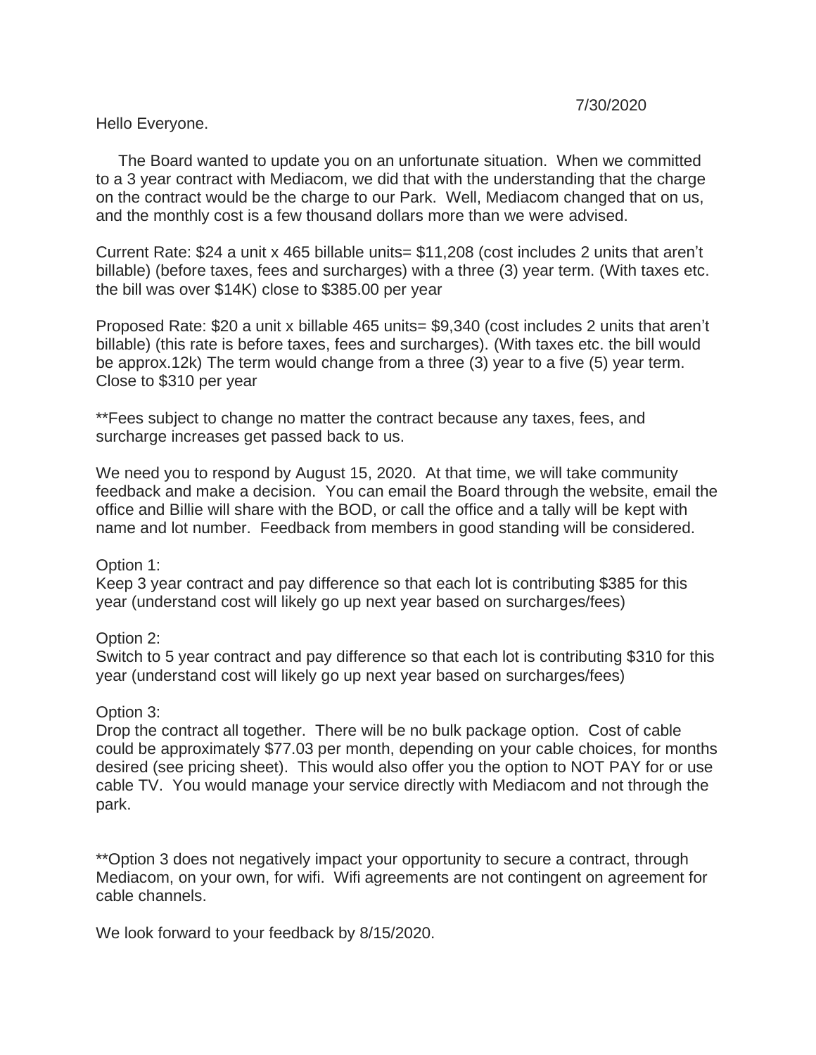7/30/2020

Hello Everyone.

The Board wanted to update you on an unfortunate situation. When we committed to a 3 year contract with Mediacom, we did that with the understanding that the charge on the contract would be the charge to our Park. Well, Mediacom changed that on us, and the monthly cost is a few thousand dollars more than we were advised.

Current Rate: $24 a unit x 465 billable units= $11,208 (cost includes 2 units that aren't billable) (before taxes, fees and surcharges) with a three (3) year term. (With taxes etc. the bill was over $14K) close to $385.00 per year

Proposed Rate: $20 a unit x billable 465 units= $9,340 (cost includes 2 units that aren't billable) (this rate is before taxes, fees and surcharges). (With taxes etc. the bill would be approx.12k) The term would change from a three (3) year to a five (5) year term. Close to $310 per year

**Fees subject to change no matter the contract because any taxes, fees, and surcharge increases get passed back to us.

We need you to respond by August 15, 2020. At that time, we will take community feedback and make a decision. You can email the Board through the website, email the office and Billie will share with the BOD, or call the office and a tally will be kept with name and lot number. Feedback from members in good standing will be considered.

Option 1:
Keep 3 year contract and pay difference so that each lot is contributing $385 for this year (understand cost will likely go up next year based on surcharges/fees)

Option 2:
Switch to 5 year contract and pay difference so that each lot is contributing $310 for this year (understand cost will likely go up next year based on surcharges/fees)

Option 3:
Drop the contract all together. There will be no bulk package option. Cost of cable could be approximately $77.03 per month, depending on your cable choices, for months desired (see pricing sheet). This would also offer you the option to NOT PAY for or use cable TV. You would manage your service directly with Mediacom and not through the park.

**Option 3 does not negatively impact your opportunity to secure a contract, through Mediacom, on your own, for wifi. Wifi agreements are not contingent on agreement for cable channels.

We look forward to your feedback by 8/15/2020.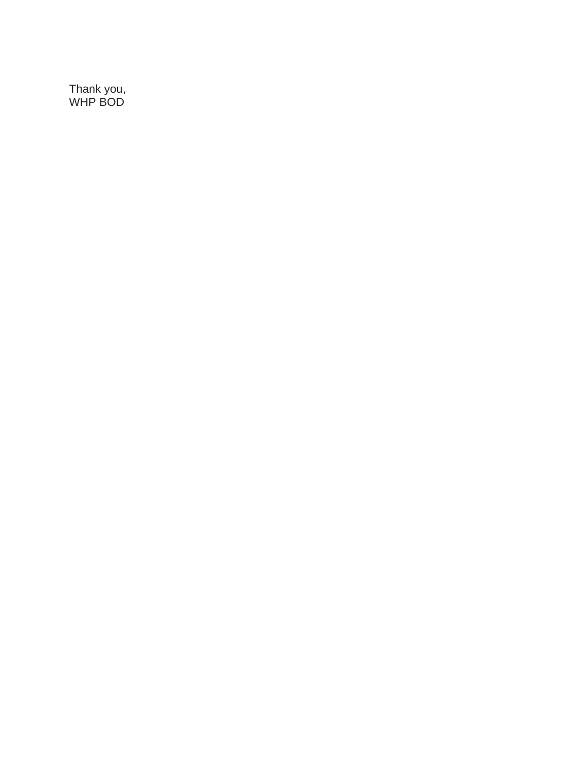Thank you,
WHP BOD